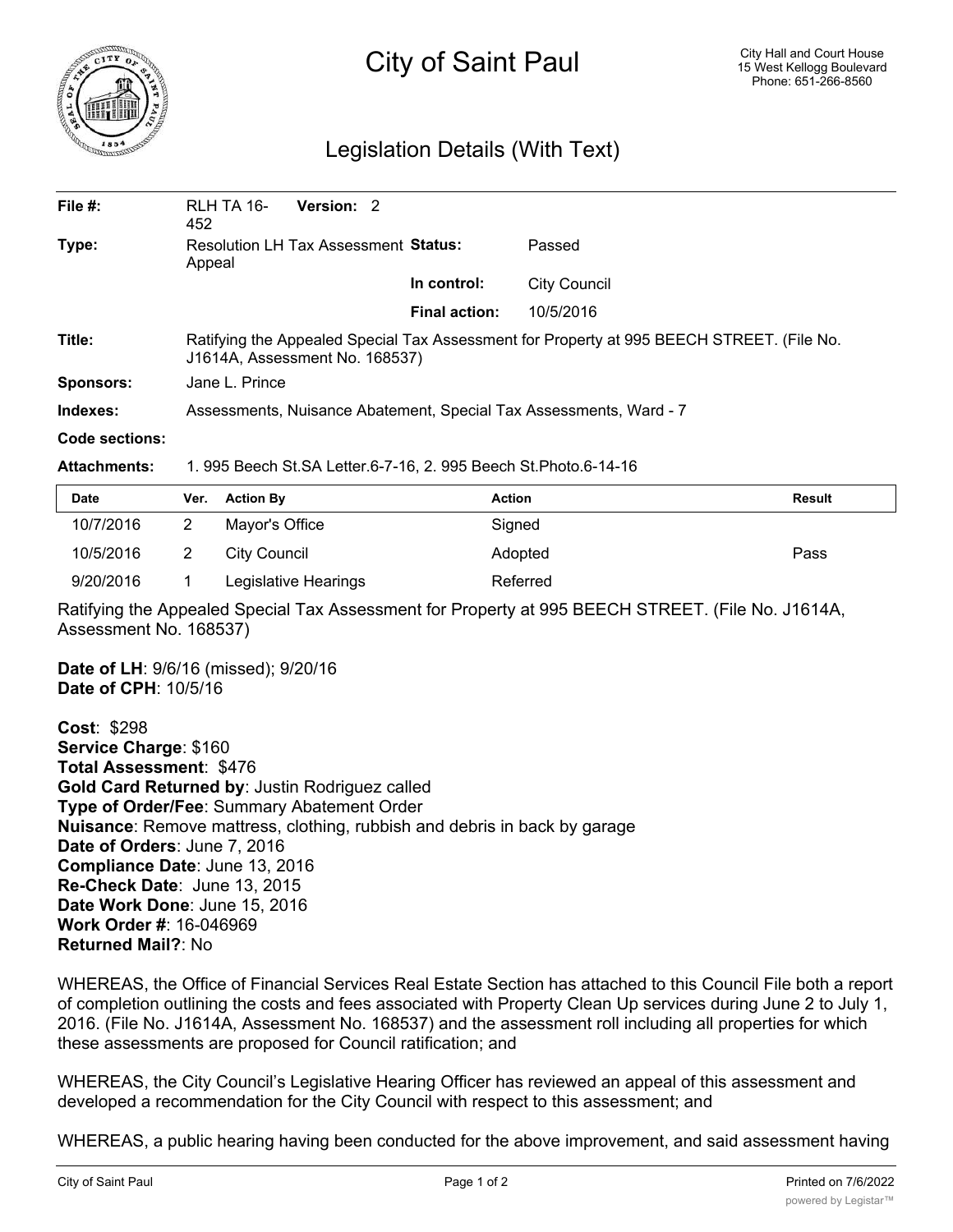# City of Saint Paul

City Hall and Court House
15 West Kellogg Boulevard
Phone: 651-266-8560

## Legislation Details (With Text)

| | | | |
|---|---|---|---|
| **File #:** | RLH TA 16-452 **Version:** 2 | | |
| **Type:** | Resolution LH Tax Assessment Appeal | **Status:** | Passed |
| | | **In control:** | City Council |
| | | **Final action:** | 10/5/2016 |
| **Title:** | Ratifying the Appealed Special Tax Assessment for Property at 995 BEECH STREET. (File No. J1614A, Assessment No. 168537) | | |
| **Sponsors:** | Jane L. Prince | | |
| **Indexes:** | Assessments, Nuisance Abatement, Special Tax Assessments, Ward - 7 | | |
| **Code sections:** | | | |
| **Attachments:** | 1. 995 Beech St.SA Letter.6-7-16, 2. 995 Beech St.Photo.6-14-16 | | |

| Date | Ver. | Action By | Action | Result |
|---|---|---|---|---|
| 10/7/2016 | 2 | Mayor's Office | Signed | |
| 10/5/2016 | 2 | City Council | Adopted | Pass |
| 9/20/2016 | 1 | Legislative Hearings | Referred | |

Ratifying the Appealed Special Tax Assessment for Property at 995 BEECH STREET. (File No. J1614A, Assessment No. 168537)

**Date of LH**: 9/6/16 (missed); 9/20/16
**Date of CPH**: 10/5/16

**Cost**: $298
**Service Charge**: $160
**Total Assessment**: $476
**Gold Card Returned by**: Justin Rodriguez called
**Type of Order/Fee**: Summary Abatement Order
**Nuisance**: Remove mattress, clothing, rubbish and debris in back by garage
**Date of Orders**: June 7, 2016
**Compliance Date**: June 13, 2016
**Re-Check Date**: June 13, 2015
**Date Work Done**: June 15, 2016
**Work Order #**: 16-046969
**Returned Mail?**: No

WHEREAS, the Office of Financial Services Real Estate Section has attached to this Council File both a report of completion outlining the costs and fees associated with Property Clean Up services during June 2 to July 1, 2016. (File No. J1614A, Assessment No. 168537) and the assessment roll including all properties for which these assessments are proposed for Council ratification; and

WHEREAS, the City Council's Legislative Hearing Officer has reviewed an appeal of this assessment and developed a recommendation for the City Council with respect to this assessment; and

WHEREAS, a public hearing having been conducted for the above improvement, and said assessment having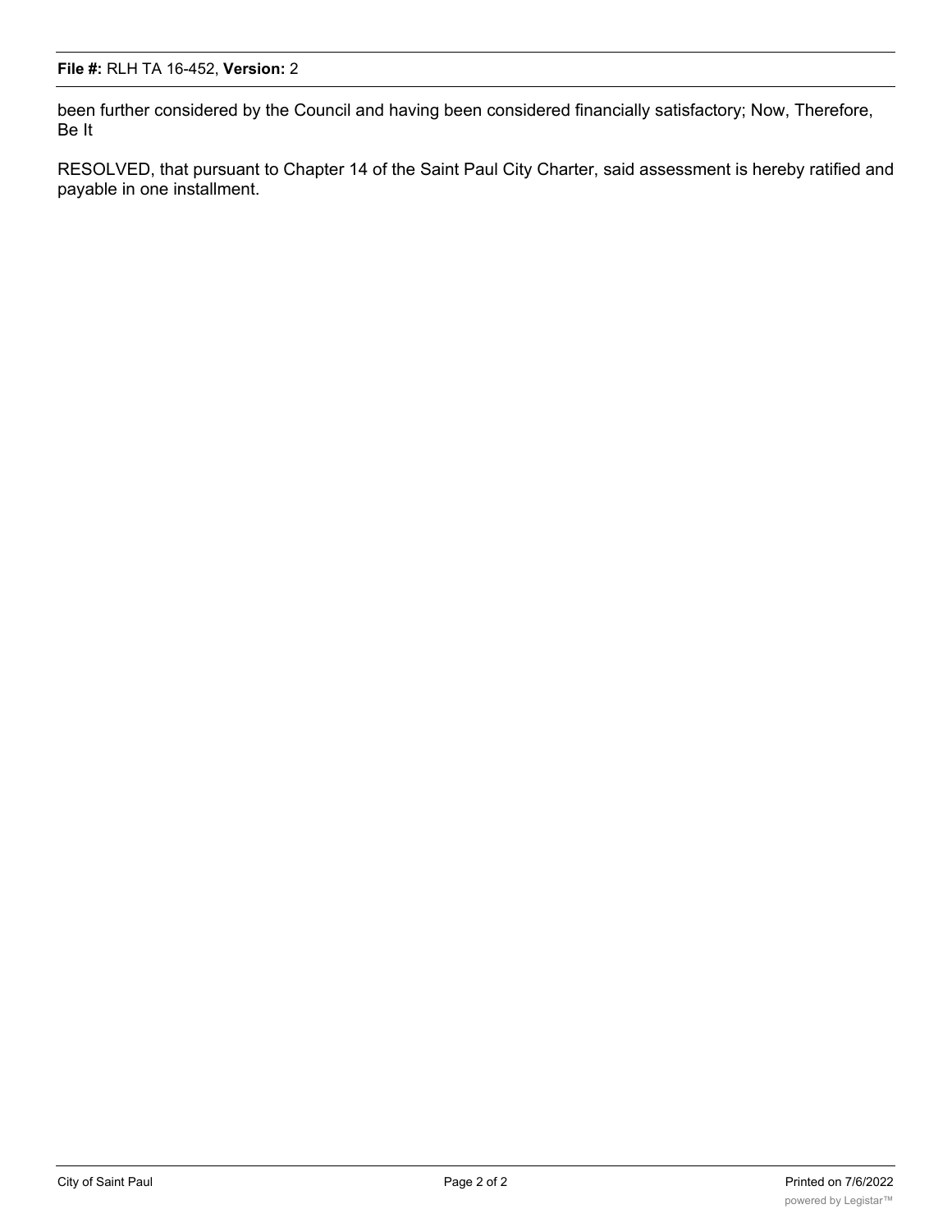been further considered by the Council and having been considered financially satisfactory; Now, Therefore, Be It

RESOLVED, that pursuant to Chapter 14 of the Saint Paul City Charter, said assessment is hereby ratified and payable in one installment.